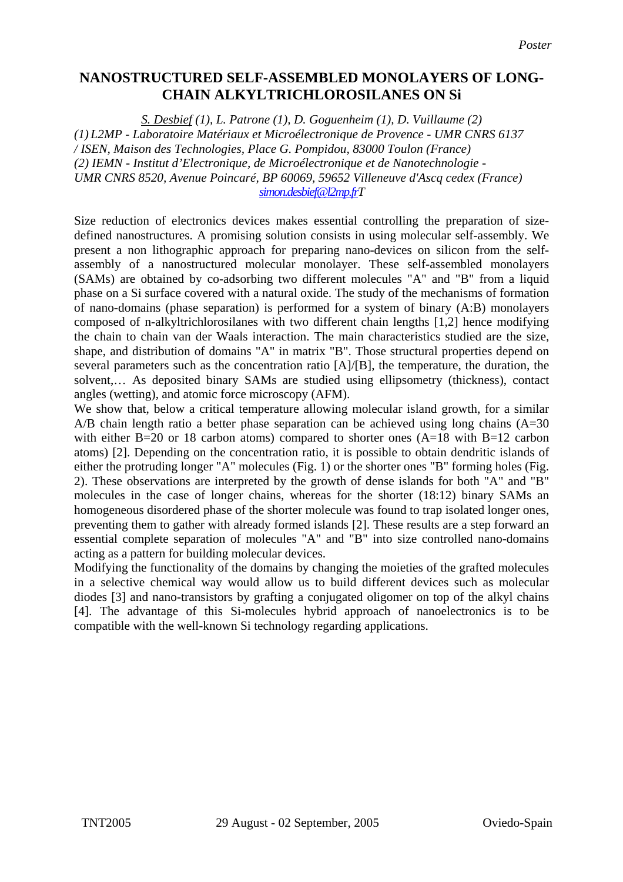*Poster*

# NANOSTRUCTURED SELF-ASSEMBLED MONOLAYERS OF LONG-CHAIN ALKYLTRICHLOROSILANES ON Si

*S. Desbief (1), L. Patrone (1), D. Goguenheim (1), D. Vuillaume (2)*
*(1) L2MP - Laboratoire Matériaux et Microélectronique de Provence - UMR CNRS 6137 / ISEN, Maison des Technologies, Place G. Pompidou, 83000 Toulon (France)*
*(2) IEMN - Institut d'Electronique, de Microélectronique et de Nanotechnologie - UMR CNRS 8520, Avenue Poincaré, BP 60069, 59652 Villeneuve d'Ascq cedex (France)*
*simon.desbief@l2mp.frT*

Size reduction of electronics devices makes essential controlling the preparation of size-defined nanostructures. A promising solution consists in using molecular self-assembly. We present a non lithographic approach for preparing nano-devices on silicon from the self-assembly of a nanostructured molecular monolayer. These self-assembled monolayers (SAMs) are obtained by co-adsorbing two different molecules "A" and "B" from a liquid phase on a Si surface covered with a natural oxide. The study of the mechanisms of formation of nano-domains (phase separation) is performed for a system of binary (A:B) monolayers composed of n-alkyltrichlorosilanes with two different chain lengths [1,2] hence modifying the chain to chain van der Waals interaction. The main characteristics studied are the size, shape, and distribution of domains "A" in matrix "B". Those structural properties depend on several parameters such as the concentration ratio [A]/[B], the temperature, the duration, the solvent,… As deposited binary SAMs are studied using ellipsometry (thickness), contact angles (wetting), and atomic force microscopy (AFM).

We show that, below a critical temperature allowing molecular island growth, for a similar A/B chain length ratio a better phase separation can be achieved using long chains (A=30 with either B=20 or 18 carbon atoms) compared to shorter ones (A=18 with B=12 carbon atoms) [2]. Depending on the concentration ratio, it is possible to obtain dendritic islands of either the protruding longer "A" molecules (Fig. 1) or the shorter ones "B" forming holes (Fig. 2). These observations are interpreted by the growth of dense islands for both "A" and "B" molecules in the case of longer chains, whereas for the shorter (18:12) binary SAMs an homogeneous disordered phase of the shorter molecule was found to trap isolated longer ones, preventing them to gather with already formed islands [2]. These results are a step forward an essential complete separation of molecules "A" and "B" into size controlled nano-domains acting as a pattern for building molecular devices.

Modifying the functionality of the domains by changing the moieties of the grafted molecules in a selective chemical way would allow us to build different devices such as molecular diodes [3] and nano-transistors by grafting a conjugated oligomer on top of the alkyl chains [4]. The advantage of this Si-molecules hybrid approach of nanoelectronics is to be compatible with the well-known Si technology regarding applications.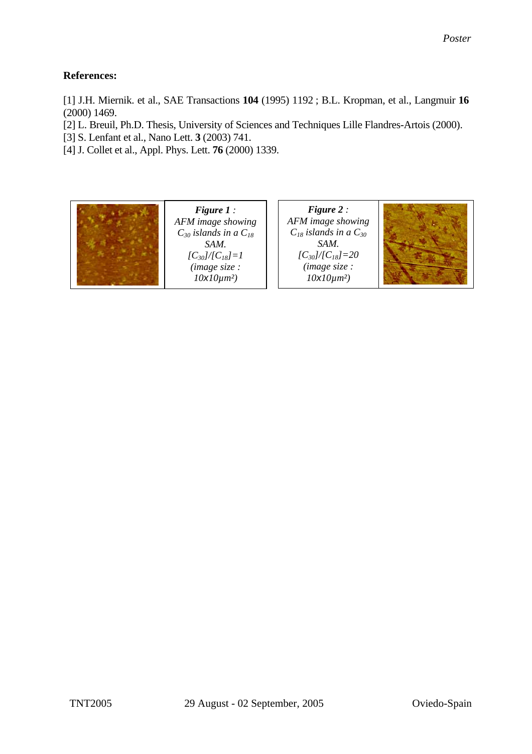**References:**

[1] J.H. Miernik. et al., SAE Transactions **104** (1995) 1192 ; B.L. Kropman, et al., Langmuir **16** (2000) 1469.
[2] L. Breuil, Ph.D. Thesis, University of Sciences and Techniques Lille Flandres-Artois (2000).
[3] S. Lenfant et al., Nano Lett. **3** (2003) 741.
[4] J. Collet et al., Appl. Phys. Lett. **76** (2000) 1339.

***Figure 1*** *: AFM image showing $C_{30}$ islands in a $C_{18}$ SAM. $[C_{30}]/[C_{18}]=1$ (image size : 10x10µm²)*

***Figure 2*** *: AFM image showing $C_{18}$ islands in a $C_{30}$ SAM. $[C_{30}]/[C_{18}]=20$ (image size : 10x10µm²)*